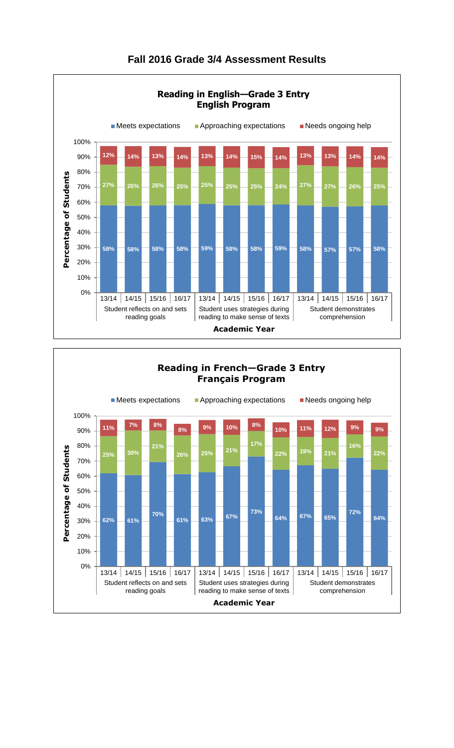# Fall 2016 Grade 3/4 Assessment Results

## Reading in English—Grade 3 Entry English Program

| Skill | Academic Year | Meets expectations | Approaching expectations | Needs ongoing help |
|---|---|---|---|---|
| Student reflects on and sets reading goals | 13/14 | 58% | 27% | 12% |
| | 14/15 | 58% | 26% | 14% |
| | 15/16 | 58% | 26% | 13% |
| | 16/17 | 58% | 25% | 14% |
| Student uses strategies during reading to make sense of texts | 13/14 | 59% | 25% | 13% |
| | 14/15 | 58% | 25% | 14% |
| | 15/16 | 58% | 25% | 15% |
| | 16/17 | 59% | 24% | 14% |
| Student demonstrates comprehension | 13/14 | 58% | 27% | 13% |
| | 14/15 | 57% | 27% | 13% |
| | 15/16 | 57% | 26% | 14% |
| | 16/17 | 58% | 25% | 14% |

## Reading in French—Grade 3 Entry Français Program

| Skill | Academic Year | Meets expectations | Approaching expectations | Needs ongoing help |
|---|---|---|---|---|
| Student reflects on and sets reading goals | 13/14 | 62% | 25% | 11% |
| | 14/15 | 61% | 30% | 7% |
| | 15/16 | 70% | 21% | 8% |
| | 16/17 | 61% | 26% | 8% |
| Student uses strategies during reading to make sense of texts | 13/14 | 63% | 25% | 9% |
| | 14/15 | 67% | 21% | 10% |
| | 15/16 | 73% | 17% | 8% |
| | 16/17 | 64% | 22% | 10% |
| Student demonstrates comprehension | 13/14 | 67% | 19% | 11% |
| | 14/15 | 65% | 21% | 12% |
| | 15/16 | 72% | 16% | 9% |
| | 16/17 | 64% | 22% | 9% |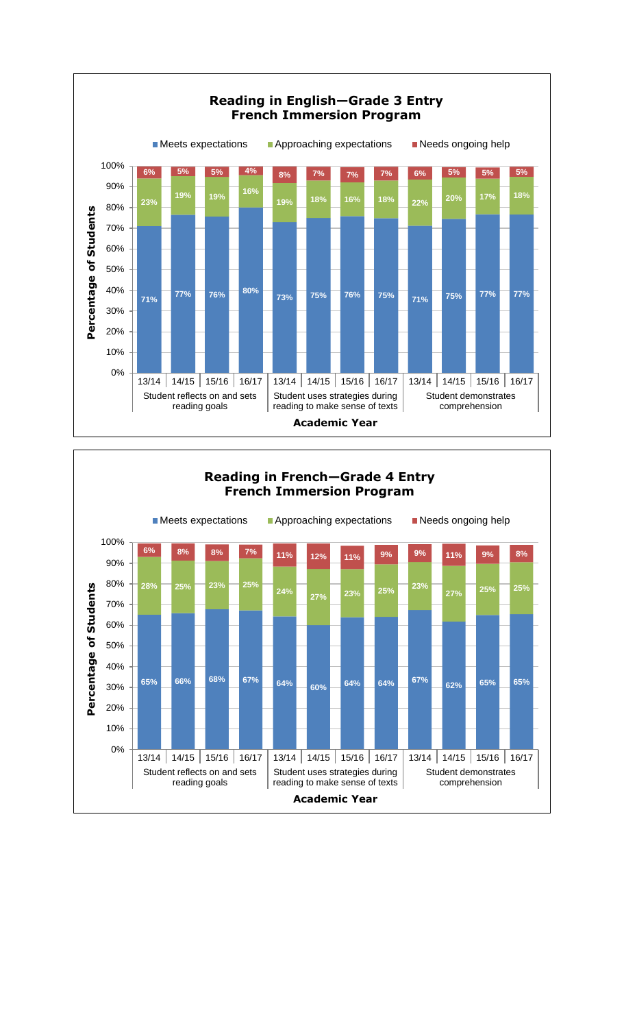## Reading in English—Grade 3 Entry French Immersion Program

| Category | Academic Year | Meets expectations | Approaching expectations | Needs ongoing help |
|---|---|---|---|---|
| Student reflects on and sets reading goals | 13/14 | 71% | 23% | 6% |
| | 14/15 | 77% | 19% | 5% |
| | 15/16 | 76% | 19% | 5% |
| | 16/17 | 80% | 16% | 4% |
| Student uses strategies during reading to make sense of texts | 13/14 | 73% | 19% | 8% |
| | 14/15 | 75% | 18% | 7% |
| | 15/16 | 76% | 16% | 7% |
| | 16/17 | 75% | 18% | 7% |
| Student demonstrates comprehension | 13/14 | 71% | 22% | 6% |
| | 14/15 | 75% | 20% | 5% |
| | 15/16 | 77% | 17% | 5% |
| | 16/17 | 77% | 18% | 5% |

## Reading in French—Grade 4 Entry French Immersion Program

| Category | Academic Year | Meets expectations | Approaching expectations | Needs ongoing help |
|---|---|---|---|---|
| Student reflects on and sets reading goals | 13/14 | 65% | 28% | 6% |
| | 14/15 | 66% | 25% | 8% |
| | 15/16 | 68% | 23% | 8% |
| | 16/17 | 67% | 25% | 7% |
| Student uses strategies during reading to make sense of texts | 13/14 | 64% | 24% | 11% |
| | 14/15 | 60% | 27% | 12% |
| | 15/16 | 64% | 23% | 11% |
| | 16/17 | 64% | 25% | 9% |
| Student demonstrates comprehension | 13/14 | 67% | 23% | 9% |
| | 14/15 | 62% | 27% | 11% |
| | 15/16 | 65% | 25% | 9% |
| | 16/17 | 65% | 25% | 8% |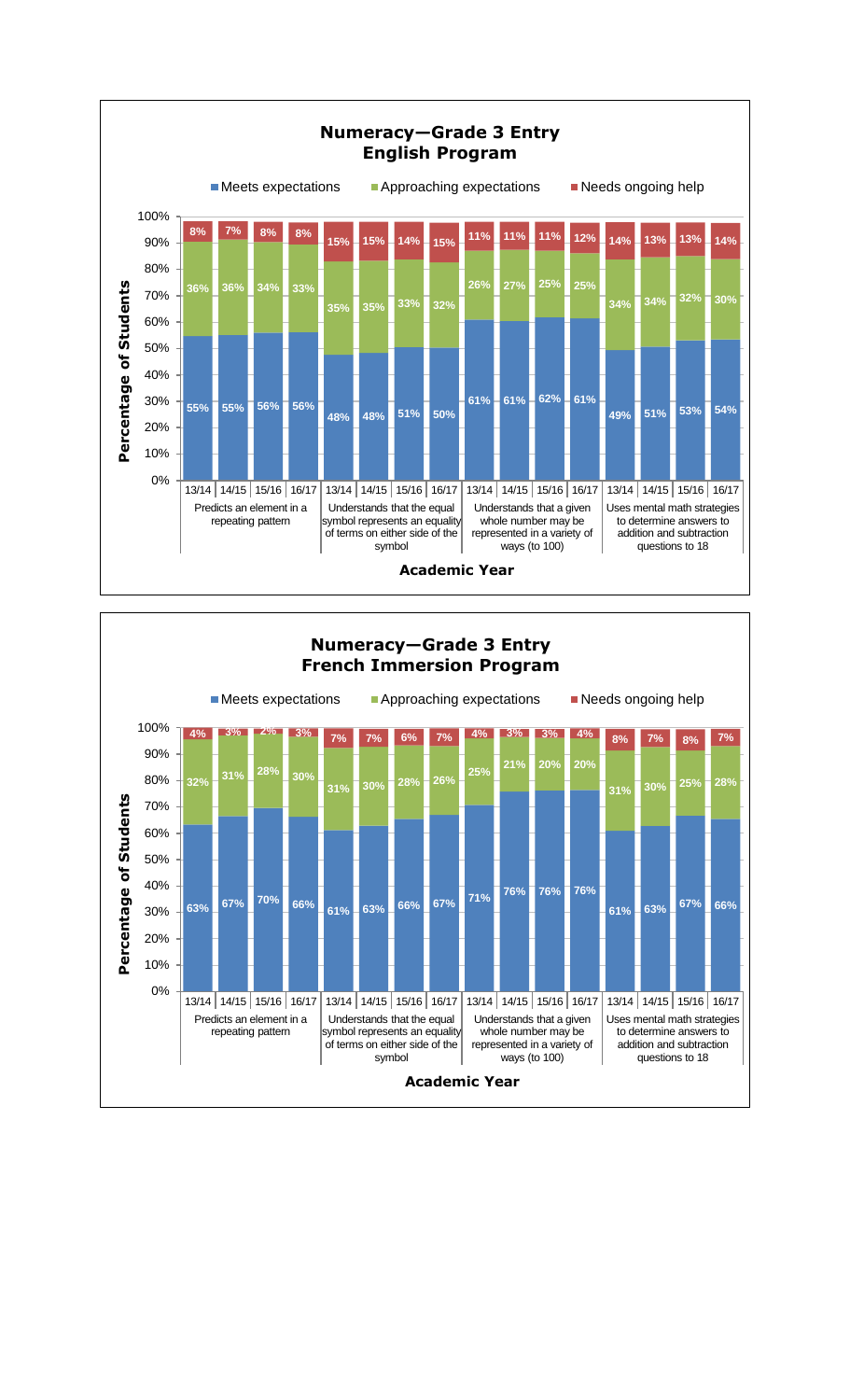## Numeracy—Grade 3 Entry
## English Program

| Skill | Academic Year | Meets expectations | Approaching expectations | Needs ongoing help |
|---|---|---|---|---|
| Predicts an element in a repeating pattern | 13/14 | 55% | 36% | 8% |
| | 14/15 | 55% | 36% | 7% |
| | 15/16 | 56% | 34% | 8% |
| | 16/17 | 56% | 33% | 8% |
| Understands that the equal symbol represents an equality of terms on either side of the symbol | 13/14 | 48% | 35% | 15% |
| | 14/15 | 48% | 35% | 15% |
| | 15/16 | 51% | 33% | 14% |
| | 16/17 | 50% | 32% | 15% |
| Understands that a given whole number may be represented in a variety of ways (to 100) | 13/14 | 61% | 26% | 11% |
| | 14/15 | 61% | 27% | 11% |
| | 15/16 | 62% | 25% | 11% |
| | 16/17 | 61% | 25% | 12% |
| Uses mental math strategies to determine answers to addition and subtraction questions to 18 | 13/14 | 49% | 34% | 14% |
| | 14/15 | 51% | 34% | 13% |
| | 15/16 | 53% | 32% | 13% |
| | 16/17 | 54% | 30% | 14% |

## Numeracy—Grade 3 Entry
## French Immersion Program

| Skill | Academic Year | Meets expectations | Approaching expectations | Needs ongoing help |
|---|---|---|---|---|
| Predicts an element in a repeating pattern | 13/14 | 63% | 32% | 4% |
| | 14/15 | 67% | 31% | 3% |
| | 15/16 | 70% | 28% | 2% |
| | 16/17 | 66% | 30% | 3% |
| Understands that the equal symbol represents an equality of terms on either side of the symbol | 13/14 | 61% | 31% | 7% |
| | 14/15 | 63% | 30% | 7% |
| | 15/16 | 66% | 28% | 6% |
| | 16/17 | 67% | 26% | 7% |
| Understands that a given whole number may be represented in a variety of ways (to 100) | 13/14 | 71% | 25% | 4% |
| | 14/15 | 76% | 21% | 3% |
| | 15/16 | 76% | 20% | 3% |
| | 16/17 | 76% | 20% | 4% |
| Uses mental math strategies to determine answers to addition and subtraction questions to 18 | 13/14 | 61% | 31% | 8% |
| | 14/15 | 63% | 30% | 7% |
| | 15/16 | 67% | 25% | 8% |
| | 16/17 | 66% | 28% | 7% |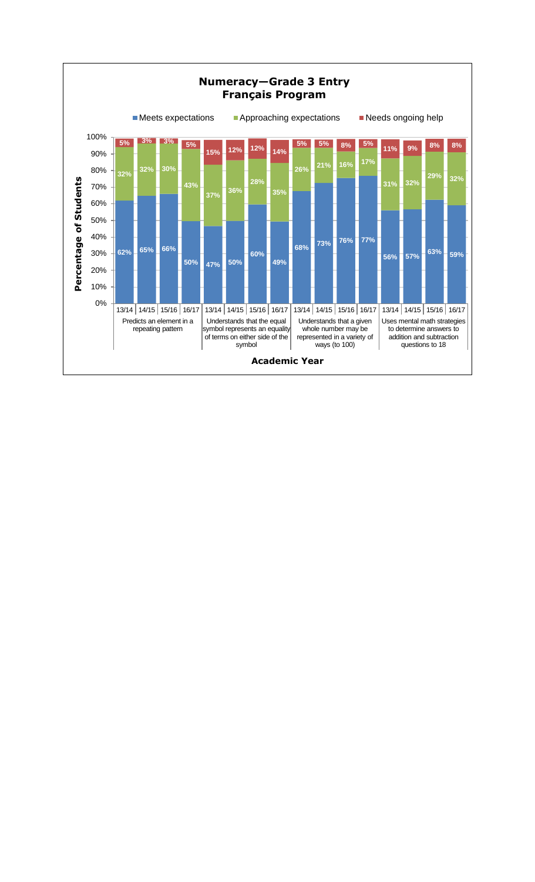**Numeracy—Grade 3 Entry**
**Français Program**

Meets expectations
Approaching expectations
Needs ongoing help

100%
90%
80%
70%
60%
50%
40%
30%
20%
10%
0%

Percentage of Students

5% 3% 3% 5% 15% 12% 12% 14% 5% 5% 8% 5% 11% 9% 8% 8%

32% 32% 30% 43% 37% 36% 28% 35% 26% 21% 16% 17% 31% 32% 29% 32%

62% 65% 66% 50% 47% 50% 60% 49% 68% 73% 76% 77% 56% 57% 63% 59%

13/14 14/15 15/16 16/17 13/14 14/15 15/16 16/17 13/14 14/15 15/16 16/17 13/14 14/15 15/16 16/17

Predicts an element in a repeating pattern

Understands that the equal symbol represents an equality of terms on either side of the symbol

Understands that a given whole number may be represented in a variety of ways (to 100)

Uses mental math strategies to determine answers to addition and subtraction questions to 18

**Academic Year**